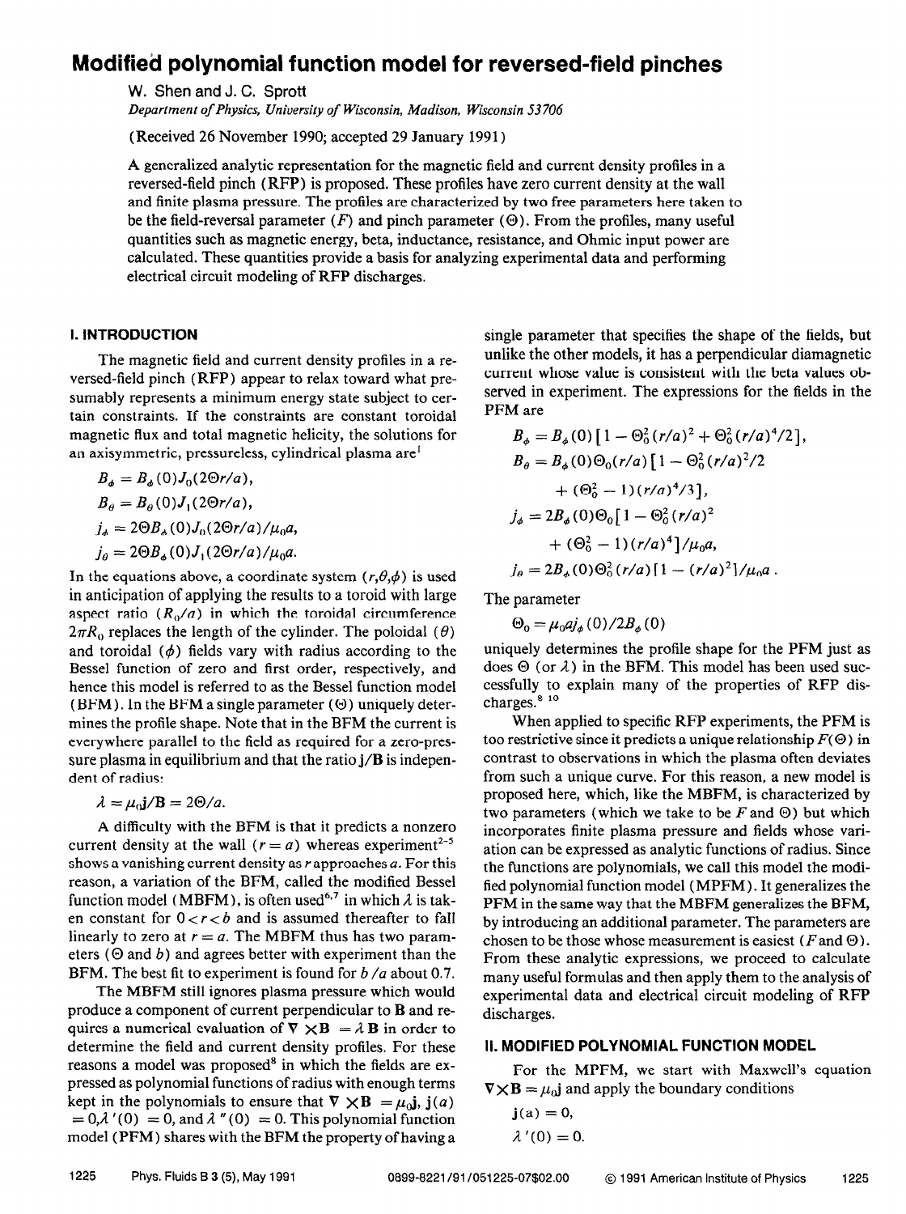# Modified polynomial function model for reversed-field pinches

W. Shen and J. C. Sprott

*Department of Physics, University of Wisconsin, Madison, Wisconsin 53706*

(Received 26 November 1990; accepted 29 January 1991)

A generalized analytic representation for the magnetic field and current density profiles in a reversed-field pinch (RFP) is proposed. These profiles have zero current density at the wall and finite plasma pressure. The profiles are characterized by two free parameters here taken to be the field-reversal parameter ($F$) and pinch parameter ($\Theta$). From the profiles, many useful quantities such as magnetic energy, beta, inductance, resistance, and Ohmic input power are calculated. These quantities provide a basis for analyzing experimental data and performing electrical circuit modeling of RFP discharges.

## I. INTRODUCTION

The magnetic field and current density profiles in a reversed-field pinch (RFP) appear to relax toward what presumably represents a minimum energy state subject to certain constraints. If the constraints are constant toroidal magnetic flux and total magnetic helicity, the solutions for an axisymmetric, pressureless, cylindrical plasma are[1]

$$B_\phi = B_\phi(0) J_0(2\Theta r/a),$$

$$B_\theta = B_\theta(0) J_1(2\Theta r/a),$$

$$j_\phi = 2\Theta B_\phi(0) J_0(2\Theta r/a)/\mu_0 a,$$

$$j_\theta = 2\Theta B_\phi(0) J_1(2\Theta r/a)/\mu_0 a.$$

In the equations above, a coordinate system $(r,\theta,\phi)$ is used in anticipation of applying the results to a toroid with large aspect ratio $(R_0/a)$ in which the toroidal circumference $2\pi R_0$ replaces the length of the cylinder. The poloidal ($\theta$) and toroidal ($\phi$) fields vary with radius according to the Bessel function of zero and first order, respectively, and hence this model is referred to as the Bessel function model (BFM). In the BFM a single parameter ($\Theta$) uniquely determines the profile shape. Note that in the BFM the current is everywhere parallel to the field as required for a zero-pressure plasma in equilibrium and that the ratio $\mathbf{j}/\mathbf{B}$ is independent of radius:

$$\lambda = \mu_0 \mathbf{j}/\mathbf{B} = 2\Theta/a.$$

A difficulty with the BFM is that it predicts a nonzero current density at the wall ($r = a$) whereas experiment[2-5] shows a vanishing current density as $r$ approaches $a$. For this reason, a variation of the BFM, called the modified Bessel function model (MBFM), is often used[6,7] in which $\lambda$ is taken constant for $0 < r < b$ and is assumed thereafter to fall linearly to zero at $r = a$. The MBFM thus has two parameters ($\Theta$ and $b$) and agrees better with experiment than the BFM. The best fit to experiment is found for $b/a$ about 0.7.

The MBFM still ignores plasma pressure which would produce a component of current perpendicular to $\mathbf{B}$ and requires a numerical evaluation of $\nabla \times \mathbf{B} = \lambda \mathbf{B}$ in order to determine the field and current density profiles. For these reasons a model was proposed[8] in which the fields are expressed as polynomial functions of radius with enough terms kept in the polynomials to ensure that $\nabla \times \mathbf{B} = \mu_0 \mathbf{j}$, $\mathbf{j}(a) = 0$, $\lambda'(0) = 0$, and $\lambda''(0) = 0$. This polynomial function model (PFM) shares with the BFM the property of having a single parameter that specifies the shape of the fields, but unlike the other models, it has a perpendicular diamagnetic current whose value is consistent with the beta values observed in experiment. The expressions for the fields in the PFM are

$$B_\phi = B_\phi(0)[1 - \Theta_0^2 (r/a)^2 + \Theta_0^2 (r/a)^4/2],$$

$$B_\theta = B_\phi(0)\Theta_0 (r/a)[1 - \Theta_0^2 (r/a)^2/2 + (\Theta_0^2 - 1)(r/a)^4/3],$$

$$j_\phi = 2B_\phi(0)\Theta_0[1 - \Theta_0^2 (r/a)^2 + (\Theta_0^2 - 1)(r/a)^4]/\mu_0 a,$$

$$j_\theta = 2B_\phi(0)\Theta_0^2 (r/a)[1 - (r/a)^2]/\mu_0 a.$$

The parameter

$$\Theta_0 = \mu_0 a j_\phi(0)/2B_\phi(0)$$

uniquely determines the profile shape for the PFM just as does $\Theta$ (or $\lambda$) in the BFM. This model has been used successfully to explain many of the properties of RFP discharges.[8-10]

When applied to specific RFP experiments, the PFM is too restrictive since it predicts a unique relationship $F(\Theta)$ in contrast to observations in which the plasma often deviates from such a unique curve. For this reason, a new model is proposed here, which, like the MBFM, is characterized by two parameters (which we take to be $F$ and $\Theta$) but which incorporates finite plasma pressure and fields whose variation can be expressed as analytic functions of radius. Since the functions are polynomials, we call this model the modified polynomial function model (MPFM). It generalizes the PFM in the same way that the MBFM generalizes the BFM, by introducing an additional parameter. The parameters are chosen to be those whose measurement is easiest ($F$ and $\Theta$). From these analytic expressions, we proceed to calculate many useful formulas and then apply them to the analysis of experimental data and electrical circuit modeling of RFP discharges.

## II. MODIFIED POLYNOMIAL FUNCTION MODEL

For the MPFM, we start with Maxwell's equation $\nabla \times \mathbf{B} = \mu_0 \mathbf{j}$ and apply the boundary conditions

$$\mathbf{j}(a) = 0,$$

$$\lambda'(0) = 0.$$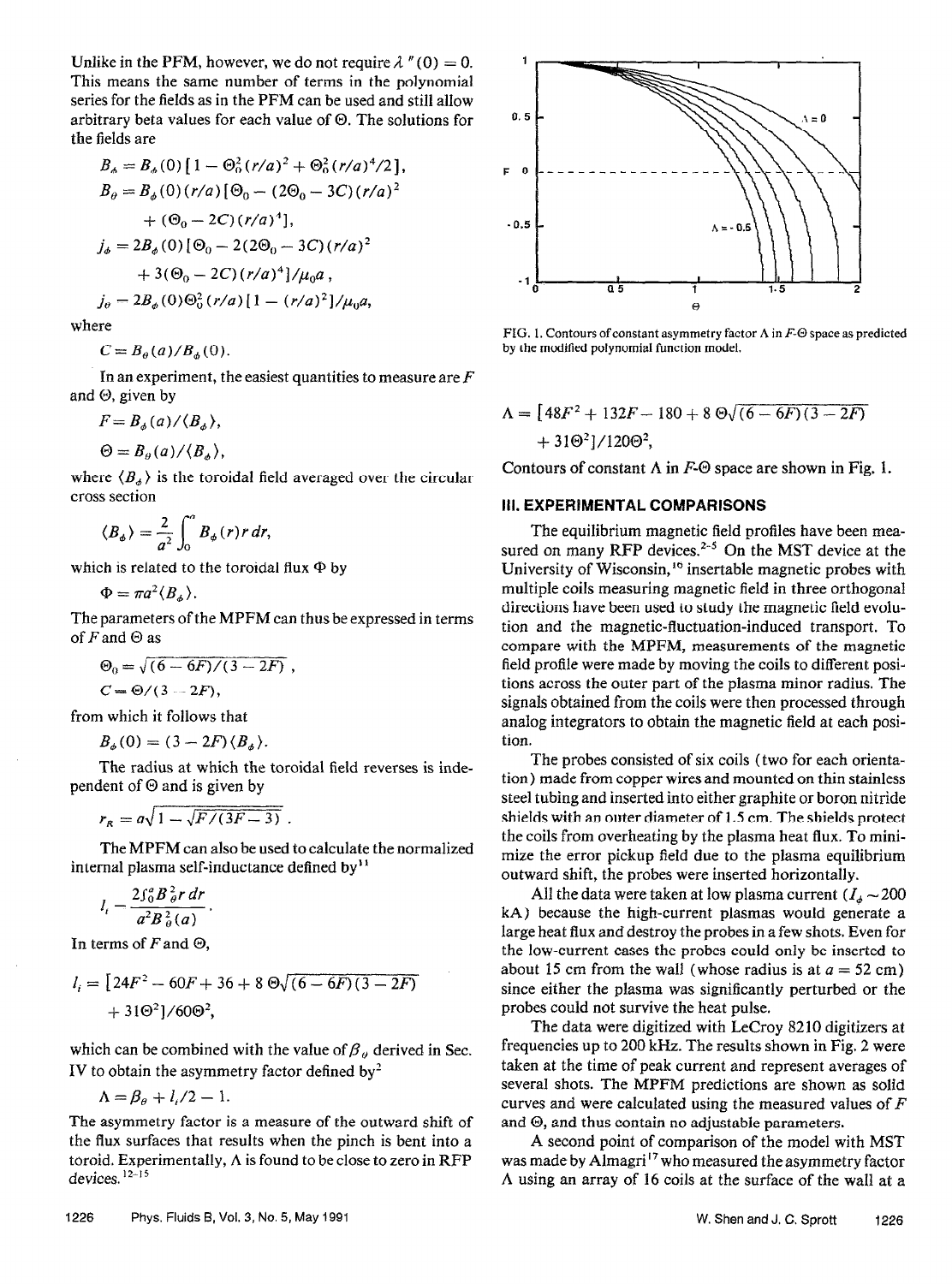Unlike in the PFM, however, we do not require $\lambda''(0) = 0$. This means the same number of terms in the polynomial series for the fields as in the PFM can be used and still allow arbitrary beta values for each value of $\Theta$. The solutions for the fields are

$$B_\phi = B_\phi(0)[1 - \Theta_0^2(r/a)^2 + \Theta_0^2(r/a)^4/2],$$

$$B_\theta = B_\phi(0)(r/a)[\Theta_0 - (2\Theta_0 - 3C)(r/a)^2 + (\Theta_0 - 2C)(r/a)^4],$$

$$j_\phi = 2B_\phi(0)[\Theta_0 - 2(2\Theta_0 - 3C)(r/a)^2 + 3(\Theta_0 - 2C)(r/a)^4]/\mu_0 a,$$

$$j_\theta = 2B_\phi(0)\Theta_0^2(r/a)[1 - (r/a)^2]/\mu_0 a,$$

where

$$C = B_\theta(a)/B_\phi(0).$$

In an experiment, the easiest quantities to measure are $F$ and $\Theta$, given by

$$F = B_\phi(a)/\langle B_\phi \rangle,$$

$$\Theta = B_\theta(a)/\langle B_\phi \rangle,$$

where $\langle B_\phi \rangle$ is the toroidal field averaged over the circular cross section

$$\langle B_\phi \rangle = \frac{2}{a^2}\int_0^a B_\phi(r) r\,dr,$$

which is related to the toroidal flux $\Phi$ by

$$\Phi = \pi a^2 \langle B_\phi \rangle.$$

The parameters of the MPFM can thus be expressed in terms of $F$ and $\Theta$ as

$$\Theta_0 = \sqrt{(6 - 6F)/(3 - 2F)},$$

$$C = \Theta/(3 - 2F),$$

from which it follows that

$$B_\phi(0) = (3 - 2F)\langle B_\phi \rangle.$$

The radius at which the toroidal field reverses is independent of $\Theta$ and is given by

$$r_R = a\sqrt{1 - \sqrt{F/(3F - 3)}}.$$

The MPFM can also be used to calculate the normalized internal plasma self-inductance defined by[11]

$$l_i = \frac{2\int_0^a B_\theta^2 r\,dr}{a^2 B_\theta^2(a)}.$$

In terms of $F$ and $\Theta$,

$$l_i = [24F^2 - 60F + 36 + 8\,\Theta\sqrt{(6 - 6F)(3 - 2F)} + 31\Theta^2]/60\Theta^2,$$

which can be combined with the value of $\beta_\theta$ derived in Sec. IV to obtain the asymmetry factor defined by[2]

$$\Lambda = \beta_\theta + l_i/2 - 1.$$

The asymmetry factor is a measure of the outward shift of the flux surfaces that results when the pinch is bent into a toroid. Experimentally, $\Lambda$ is found to be close to zero in RFP devices.[12-15]

FIG. 1. Contours of constant asymmetry factor $\Lambda$ in $F$-$\Theta$ space as predicted by the modified polynomial function model.

$$\Lambda = [48F^2 + 132F - 180 + 8\,\Theta\sqrt{(6 - 6F)(3 - 2F)} + 31\Theta^2]/120\Theta^2,$$

Contours of constant $\Lambda$ in $F$-$\Theta$ space are shown in Fig. 1.

## III. EXPERIMENTAL COMPARISONS

The equilibrium magnetic field profiles have been measured on many RFP devices.[2-5] On the MST device at the University of Wisconsin,[16] insertable magnetic probes with multiple coils measuring magnetic field in three orthogonal directions have been used to study the magnetic field evolution and the magnetic-fluctuation-induced transport. To compare with the MPFM, measurements of the magnetic field profile were made by moving the coils to different positions across the outer part of the plasma minor radius. The signals obtained from the coils were then processed through analog integrators to obtain the magnetic field at each position.

The probes consisted of six coils (two for each orientation) made from copper wires and mounted on thin stainless steel tubing and inserted into either graphite or boron nitride shields with an outer diameter of 1.5 cm. The shields protect the coils from overheating by the plasma heat flux. To minimize the error pickup field due to the plasma equilibrium outward shift, the probes were inserted horizontally.

All the data were taken at low plasma current ($I_\phi \sim 200$ kA) because the high-current plasmas would generate a large heat flux and destroy the probes in a few shots. Even for the low-current cases the probes could only be inserted to about 15 cm from the wall (whose radius is at $a = 52$ cm) since either the plasma was significantly perturbed or the probes could not survive the heat pulse.

The data were digitized with LeCroy 8210 digitizers at frequencies up to 200 kHz. The results shown in Fig. 2 were taken at the time of peak current and represent averages of several shots. The MPFM predictions are shown as solid curves and were calculated using the measured values of $F$ and $\Theta$, and thus contain no adjustable parameters.

A second point of comparison of the model with MST was made by Almagri[17] who measured the asymmetry factor $\Lambda$ using an array of 16 coils at the surface of the wall at a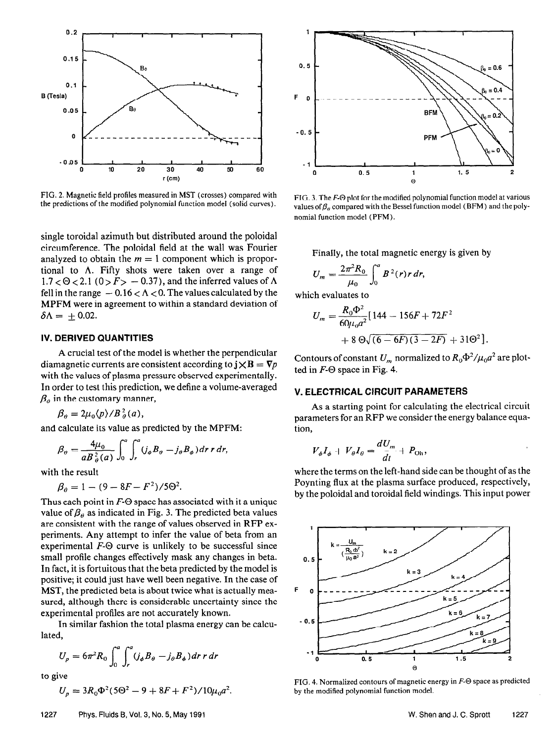FIG. 2. Magnetic field profiles measured in MST (crosses) compared with the predictions of the modified polynomial function model (solid curves).

FIG. 3. The $F$-$\Theta$ plot for the modified polynomial function model at various values of $\beta_\theta$ compared with the Bessel function model (BFM) and the polynomial function model (PFM).

single toroidal azimuth but distributed around the poloidal circumference. The poloidal field at the wall was Fourier analyzed to obtain the $m = 1$ component which is proportional to $\Lambda$. Fifty shots were taken over a range of $1.7 < \Theta < 2.1$ $(0 > F > -0.37)$, and the inferred values of $\Lambda$ fell in the range $-0.16 < \Lambda < 0$. The values calculated by the MPFM were in agreement to within a standard deviation of $\delta\Lambda = \pm 0.02$.

## IV. DERIVED QUANTITIES

A crucial test of the model is whether the perpendicular diamagnetic currents are consistent according to $\mathbf{j}\times\mathbf{B} = \nabla p$ with the values of plasma pressure observed experimentally. In order to test this prediction, we define a volume-averaged $\beta_\theta$ in the customary manner,

$$\beta_\theta = 2\mu_0\langle p\rangle / B_\theta^2(a),$$

and calculate its value as predicted by the MPFM:

$$\beta_\theta = \frac{4\mu_0}{aB_\theta^2(a)} \int_0^a \int_r^a (j_\phi B_\theta - j_\theta B_\phi)\,dr\,r\,dr,$$

with the result

$$\beta_\theta = 1 - (9 - 8F - F^2)/5\Theta^2.$$

Thus each point in $F$-$\Theta$ space has associated with it a unique value of $\beta_\theta$ as indicated in Fig. 3. The predicted beta values are consistent with the range of values observed in RFP experiments. Any attempt to infer the value of beta from an experimental $F$-$\Theta$ curve is unlikely to be successful since small profile changes effectively mask any changes in beta. In fact, it is fortuitous that the beta predicted by the model is positive; it could just have well been negative. In the case of MST, the predicted beta is about twice what is actually measured, although there is considerable uncertainty since the experimental profiles are not accurately known.

In similar fashion the total plasma energy can be calculated,

$$U_p = 6\pi^2 R_0 \int_0^a \int_r^a (j_\phi B_\theta - j_\theta B_\phi)\,dr\,r\,dr$$

to give

$$U_p = 3R_0\Phi^2(5\Theta^2 - 9 + 8F + F^2)/10\mu_0 a^2.$$

Finally, the total magnetic energy is given by

$$U_m = \frac{2\pi^2 R_0}{\mu_0} \int_0^a B^2(r)\,r\,dr,$$

which evaluates to

$$U_m = \frac{R_0\Phi^2}{60\mu_0 a^2}[144 - 156F + 72F^2 + 8\,\Theta\sqrt{(6-6F)(3-2F)} + 31\Theta^2].$$

Contours of constant $U_m$ normalized to $R_0\Phi^2/\mu_0 a^2$ are plotted in $F$-$\Theta$ space in Fig. 4.

## V. ELECTRICAL CIRCUIT PARAMETERS

As a starting point for calculating the electrical circuit parameters for an RFP we consider the energy balance equation,

$$V_\phi I_\phi + V_\theta I_\theta = \frac{dU_m}{dt} + P_{\text{Oh}},$$

where the terms on the left-hand side can be thought of as the Poynting flux at the plasma surface produced, respectively, by the poloidal and toroidal field windings. This input power

FIG. 4. Normalized contours of magnetic energy in $F$-$\Theta$ space as predicted by the modified polynomial function model.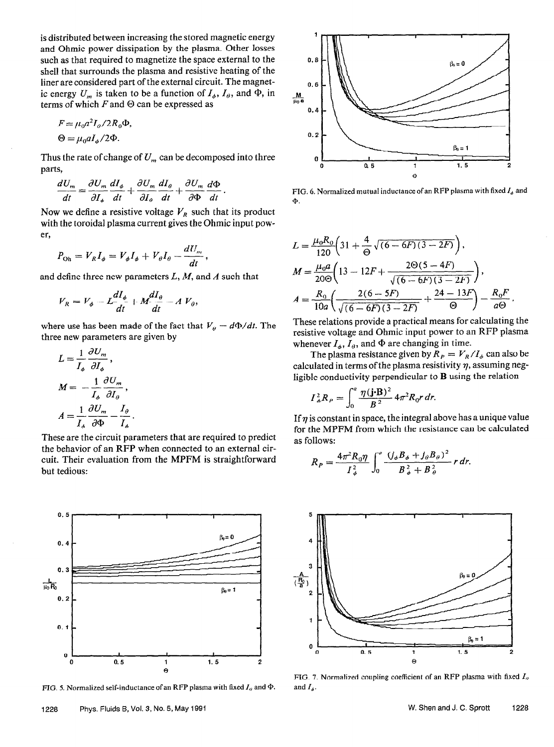is distributed between increasing the stored magnetic energy and Ohmic power dissipation by the plasma. Other losses such as that required to magnetize the space external to the shell that surrounds the plasma and resistive heating of the liner are considered part of the external circuit. The magnetic energy $U_m$ is taken to be a function of $I_\phi$, $I_\theta$, and $\Phi$, in terms of which $F$ and $\Theta$ can be expressed as

$$F = \mu_0 a^2 I_\theta / 2R_0 \Phi,$$

$$\Theta = \mu_0 a I_\phi / 2\Phi.$$

Thus the rate of change of $U_m$ can be decomposed into three parts,

$$\frac{dU_m}{dt} = \frac{\partial U_m}{\partial I_\phi}\frac{dI_\phi}{dt} + \frac{\partial U_m}{\partial I_\theta}\frac{dI_\theta}{dt} + \frac{\partial U_m}{\partial \Phi}\frac{d\Phi}{dt}.$$

Now we define a resistive voltage $V_R$ such that its product with the toroidal plasma current gives the Ohmic input power,

$$P_{Oh} = V_R I_\phi = V_\phi I_\phi + V_\theta I_\theta - \frac{dU_m}{dt},$$

and define three new parameters $L$, $M$, and $A$ such that

$$V_R = V_\phi - L\frac{dI_\phi}{dt} + M\frac{dI_\theta}{dt} - A\, V_\theta,$$

where use has been made of the fact that $V_\theta = d\Phi/dt$. The three new parameters are given by

$$L = \frac{1}{I_\phi}\frac{\partial U_m}{\partial I_\phi},$$

$$M = -\frac{1}{I_\phi}\frac{\partial U_m}{\partial I_\theta},$$

$$A = \frac{1}{I_\phi}\frac{\partial U_m}{\partial \Phi} - \frac{I_\theta}{I_\phi}.$$

These are the circuit parameters that are required to predict the behavior of an RFP when connected to an external circuit. Their evaluation from the MPFM is straightforward but tedious:

$$L = \frac{\mu_0 R_0}{120}\left(31 + \frac{4}{\Theta}\sqrt{(6-6F)(3-2F)}\right),$$

$$M = \frac{\mu_0 a}{20\Theta}\left(13 - 12F + \frac{2\Theta(5-4F)}{\sqrt{(6-6F)(3-2F)}}\right),$$

$$A = \frac{R_0}{10a}\left(\frac{2(6-5F)}{\sqrt{(6-6F)(3-2F)}} + \frac{24-13F}{\Theta}\right) - \frac{R_0 F}{a\Theta}.$$

These relations provide a practical means for calculating the resistive voltage and Ohmic input power to an RFP plasma whenever $I_\phi$, $I_\theta$, and $\Phi$ are changing in time.

The plasma resistance given by $R_P = V_R / I_\phi$ can also be calculated in terms of the plasma resistivity $\eta$, assuming negligible conductivity perpendicular to $\mathbf{B}$ using the relation

$$I_\phi^2 R_P = \int_0^a \frac{\eta(\mathbf{j}\cdot\mathbf{B})^2}{B^2} 4\pi^2 R_0 r\, dr.$$

If $\eta$ is constant in space, the integral above has a unique value for the MPFM from which the resistance can be calculated as follows:

$$R_P = \frac{4\pi^2 R_0 \eta}{I_\phi^2}\int_0^a \frac{(J_\phi B_\phi + J_\theta B_\theta)^2}{B_\phi^2 + B_\theta^2} r\, dr.$$

FIG. 5. Normalized self-inductance of an RFP plasma with fixed $I_\theta$ and $\Phi$.

FIG. 6. Normalized mutual inductance of an RFP plasma with fixed $I_\phi$ and $\Phi$.

FIG. 7. Normalized coupling coefficient of an RFP plasma with fixed $I_\theta$ and $I_\phi$.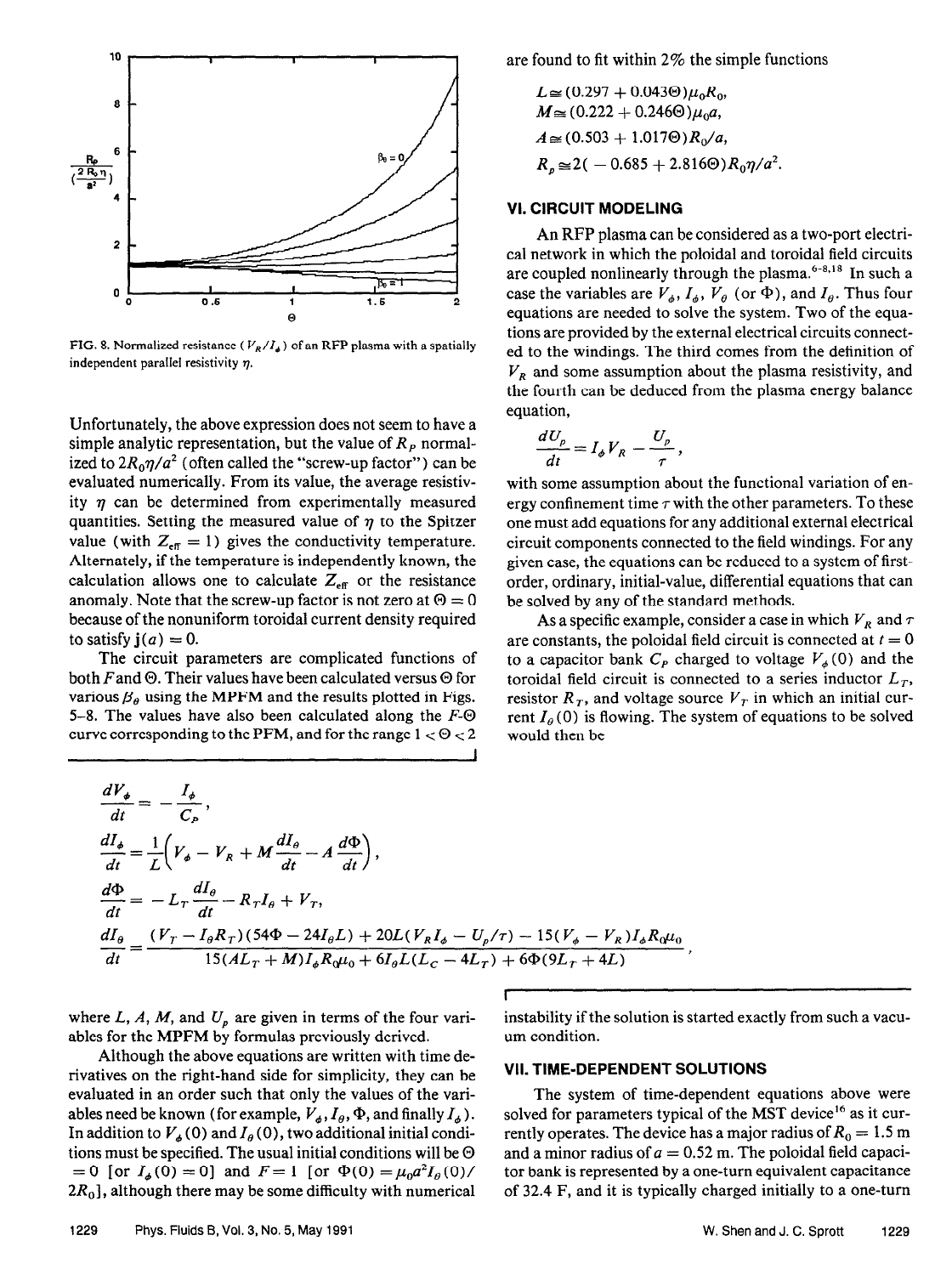FIG. 8. Normalized resistance ($V_R/I_\phi$) of an RFP plasma with a spatially independent parallel resistivity $\eta$.

Unfortunately, the above expression does not seem to have a simple analytic representation, but the value of $R_P$ normalized to $2R_0\eta/a^2$ (often called the "screw-up factor") can be evaluated numerically. From its value, the average resistivity $\eta$ can be determined from experimentally measured quantities. Setting the measured value of $\eta$ to the Spitzer value (with $Z_{\rm eff} = 1$) gives the conductivity temperature. Alternately, if the temperature is independently known, the calculation allows one to calculate $Z_{\rm eff}$ or the resistance anomaly. Note that the screw-up factor is not zero at $\Theta = 0$ because of the nonuniform toroidal current density required to satisfy $\mathbf{j}(a) = 0$.

The circuit parameters are complicated functions of both $F$ and $\Theta$. Their values have been calculated versus $\Theta$ for various $\beta_\theta$ using the MPFM and the results plotted in Figs. 5–8. The values have also been calculated along the $F$-$\Theta$ curve corresponding to the PFM, and for the range $1 < \Theta < 2$ are found to fit within 2% the simple functions

$$L \cong (0.297 + 0.043\Theta)\mu_0 R_0,$$

$$M \cong (0.222 + 0.246\Theta)\mu_0 a,$$

$$A \cong (0.503 + 1.017\Theta)R_0/a,$$

$$R_p \cong 2(-0.685 + 2.816\Theta)R_0\eta/a^2.$$

## VI. CIRCUIT MODELING

An RFP plasma can be considered as a two-port electrical network in which the poloidal and toroidal field circuits are coupled nonlinearly through the plasma.[6-8,18] In such a case the variables are $V_\phi$, $I_\phi$, $V_\theta$ (or $\Phi$), and $I_\theta$. Thus four equations are needed to solve the system. Two of the equations are provided by the external electrical circuits connected to the windings. The third comes from the definition of $V_R$ and some assumption about the plasma resistivity, and the fourth can be deduced from the plasma energy balance equation,

$$\frac{dU_p}{dt} = I_\phi V_R - \frac{U_p}{\tau},$$

with some assumption about the functional variation of energy confinement time $\tau$ with the other parameters. To these one must add equations for any additional external electrical circuit components connected to the field windings. For any given case, the equations can be reduced to a system of first-order, ordinary, initial-value, differential equations that can be solved by any of the standard methods.

As a specific example, consider a case in which $V_R$ and $\tau$ are constants, the poloidal field circuit is connected at $t = 0$ to a capacitor bank $C_P$ charged to voltage $V_\phi(0)$ and the toroidal field circuit is connected to a series inductor $L_T$, resistor $R_T$, and voltage source $V_T$ in which an initial current $I_\theta(0)$ is flowing. The system of equations to be solved would then be

$$\frac{dV_\phi}{dt} = -\frac{I_\phi}{C_P},$$

$$\frac{dI_\phi}{dt} = \frac{1}{L}\left(V_\phi - V_R + M\frac{dI_\theta}{dt} - A\frac{d\Phi}{dt}\right),$$

$$\frac{d\Phi}{dt} = -L_T\frac{dI_\theta}{dt} - R_T I_\theta + V_T,$$

$$\frac{dI_\theta}{dt} = \frac{(V_T - I_\theta R_T)(54\Phi - 24 I_\theta L) + 20L(V_R I_\phi - U_p/\tau) - 15(V_\phi - V_R)I_\phi R_0\mu_0}{15(AL_T + M)I_\phi R_0\mu_0 + 6I_\theta L(L_C - 4L_T) + 6\Phi(9L_T + 4L)},$$

where $L$, $A$, $M$, and $U_p$ are given in terms of the four variables for the MPFM by formulas previously derived.

Although the above equations are written with time derivatives on the right-hand side for simplicity, they can be evaluated in an order such that only the values of the variables need be known (for example, $V_\phi$, $I_\theta$, $\Phi$, and finally $I_\phi$). In addition to $V_\phi(0)$ and $I_\theta(0)$, two additional initial conditions must be specified. The usual initial conditions will be $\Theta = 0$ [or $I_\phi(0) = 0$] and $F = 1$ [or $\Phi(0) = \mu_0 a^2 I_\theta(0)/2R_0$], although there may be some difficulty with numerical instability if the solution is started exactly from such a vacuum condition.

## VII. TIME-DEPENDENT SOLUTIONS

The system of time-dependent equations above were solved for parameters typical of the MST device[16] as it currently operates. The device has a major radius of $R_0 = 1.5$ m and a minor radius of $a = 0.52$ m. The poloidal field capacitor bank is represented by a one-turn equivalent capacitance of 32.4 F, and it is typically charged initially to a one-turn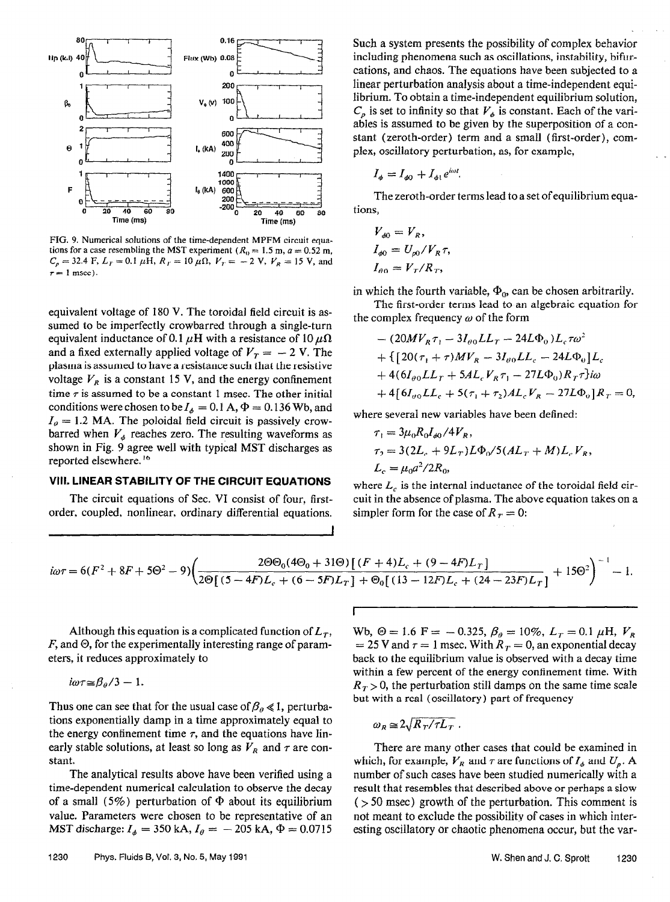FIG. 9. Numerical solutions of the time-dependent MPFM circuit equations for a case resembling the MST experiment ($R_0 = 1.5$ m, $a = 0.52$ m, $C_p = 32.4$ F, $L_T = 0.1$ $\mu$H, $R_T = 10$ $\mu\Omega$, $V_T = -2$ V, $V_R = 15$ V, and $\tau = 1$ msec).

equivalent voltage of 180 V. The toroidal field circuit is assumed to be imperfectly crowbarred through a single-turn equivalent inductance of 0.1 $\mu$H with a resistance of 10 $\mu\Omega$ and a fixed externally applied voltage of $V_T = -2$ V. The plasma is assumed to have a resistance such that the resistive voltage $V_R$ is a constant 15 V, and the energy confinement time $\tau$ is assumed to be a constant 1 msec. The other initial conditions were chosen to be $I_\phi = 0.1$ A, $\Phi = 0.136$ Wb, and $I_\theta = 1.2$ MA. The poloidal field circuit is passively crowbarred when $V_\phi$ reaches zero. The resulting waveforms as shown in Fig. 9 agree well with typical MST discharges as reported elsewhere.[16]

## VIII. LINEAR STABILITY OF THE CIRCUIT EQUATIONS

The circuit equations of Sec. VI consist of four, first-order, coupled, nonlinear, ordinary differential equations. Such a system presents the possibility of complex behavior including phenomena such as oscillations, instability, bifurcations, and chaos. The equations have been subjected to a linear perturbation analysis about a time-independent equilibrium. To obtain a time-independent equilibrium solution, $C_p$ is set to infinity so that $V_\phi$ is constant. Each of the variables is assumed to be given by the superposition of a constant (zeroth-order) term and a small (first-order), complex, oscillatory perturbation, as, for example,

$$I_\phi = I_{\phi 0} + I_{\phi 1} e^{i\omega t}.$$

The zeroth-order terms lead to a set of equilibrium equations,

$$V_{\phi 0} = V_R,$$

$$I_{\phi 0} = U_{p0}/V_R \tau,$$

$$I_{\theta 0} = V_T/R_T,$$

in which the fourth variable, $\Phi_0$, can be chosen arbitrarily.

The first-order terms lead to an algebraic equation for the complex frequency $\omega$ of the form

$$\begin{aligned}
&-(20MV_R\tau_1 - 3I_{\theta 0}LL_T - 24L\Phi_0)L_c\tau\omega^2 \\
&+\{[20(\tau_1+\tau)MV_R - 3I_{\theta 0}LL_c - 24L\Phi_0]L_c \\
&+4(6I_{\theta 0}LL_T + 5AL_cV_R\tau_1 - 27L\Phi_0)R_T\tau\}i\omega \\
&+4[6I_{\theta 0}LL_c + 5(\tau_1+\tau_2)AL_cV_R - 27L\Phi_0]R_T = 0,
\end{aligned}$$

where several new variables have been defined:

$$\tau_1 = 3\mu_0 R_0 I_{\phi 0}/4V_R,$$

$$\tau_2 = 3(2L_c + 9L_T)L\Phi_0/5(AL_T + M)L_cV_R,$$

$$L_c = \mu_0 a^2/2R_0,$$

where $L_c$ is the internal inductance of the toroidal field circuit in the absence of plasma. The above equation takes on a simpler form for the case of $R_T = 0$:

$$i\omega\tau = 6(F^2 + 8F + 5\Theta^2 - 9)\left(\frac{2\Theta\Theta_0(4\Theta_0 + 31\Theta)[(F+4)L_c + (9-4F)L_T]}{2\Theta[(5-4F)L_c + (6-5F)L_T] + \Theta_0[(13-12F)L_c + (24-23F)L_T]} + 15\Theta^2\right)^{-1} - 1.$$

Although this equation is a complicated function of $L_T$, $F$, and $\Theta$, for the experimentally interesting range of parameters, it reduces approximately to

$$i\omega\tau \cong \beta_\theta/3 - 1.$$

Thus one can see that for the usual case of $\beta_\theta \ll 1$, perturbations exponentially damp in a time approximately equal to the energy confinement time $\tau$, and the equations have linearly stable solutions, at least so long as $V_R$ and $\tau$ are constant.

The analytical results above have been verified using a time-dependent numerical calculation to observe the decay of a small (5%) perturbation of $\Phi$ about its equilibrium value. Parameters were chosen to be representative of an MST discharge: $I_\phi = 350$ kA, $I_\theta = -205$ kA, $\Phi = 0.0715$ Wb, $\Theta = 1.6$ $F = -0.325$, $\beta_\theta = 10\%$, $L_T = 0.1$ $\mu$H, $V_R = 25$ V and $\tau = 1$ msec. With $R_T = 0$, an exponential decay back to the equilibrium value is observed with a decay time within a few percent of the energy confinement time. With $R_T > 0$, the perturbation still damps on the same time scale but with a real (oscillatory) part of frequency

$$\omega_R \cong 2\sqrt{R_T/\tau L_T}.$$

There are many other cases that could be examined in which, for example, $V_R$ and $\tau$ are functions of $I_\phi$ and $U_p$. A number of such cases have been studied numerically with a result that resembles that described above or perhaps a slow (> 50 msec) growth of the perturbation. This comment is not meant to exclude the possibility of cases in which interesting oscillatory or chaotic phenomena occur, but the var-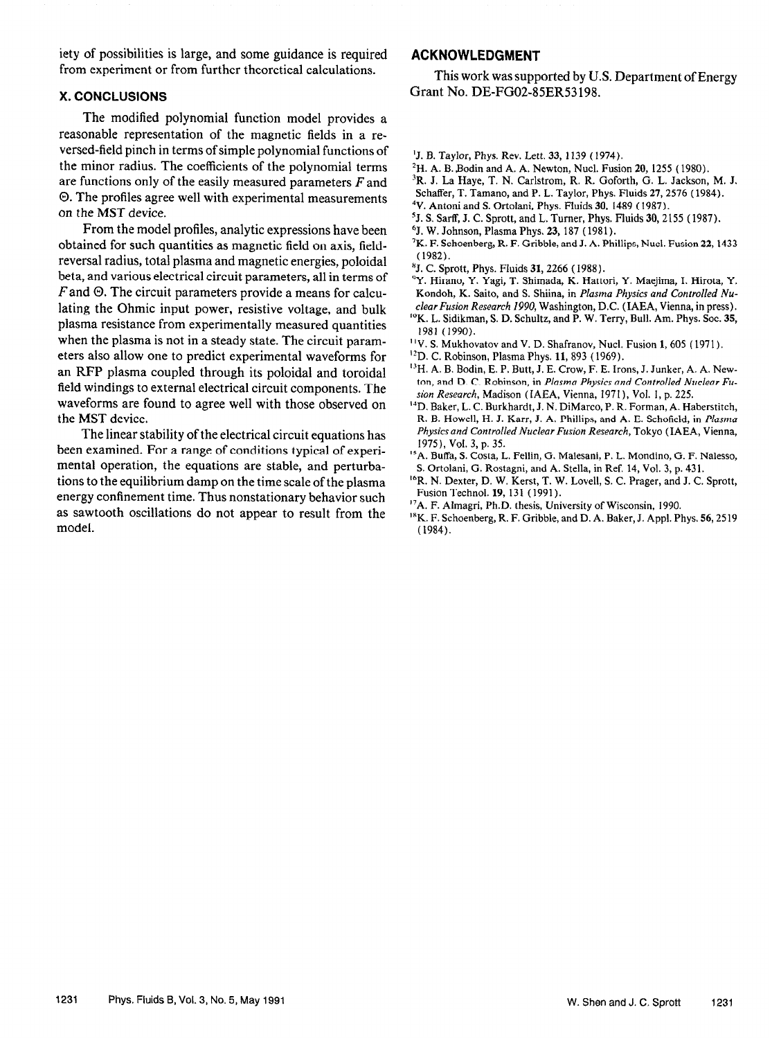iety of possibilities is large, and some guidance is required from experiment or from further theoretical calculations.

## X. CONCLUSIONS

The modified polynomial function model provides a reasonable representation of the magnetic fields in a reversed-field pinch in terms of simple polynomial functions of the minor radius. The coefficients of the polynomial terms are functions only of the easily measured parameters $F$ and $\Theta$. The profiles agree well with experimental measurements on the MST device.

From the model profiles, analytic expressions have been obtained for such quantities as magnetic field on axis, field-reversal radius, total plasma and magnetic energies, poloidal beta, and various electrical circuit parameters, all in terms of $F$ and $\Theta$. The circuit parameters provide a means for calculating the Ohmic input power, resistive voltage, and bulk plasma resistance from experimentally measured quantities when the plasma is not in a steady state. The circuit parameters also allow one to predict experimental waveforms for an RFP plasma coupled through its poloidal and toroidal field windings to external electrical circuit components. The waveforms are found to agree well with those observed on the MST device.

The linear stability of the electrical circuit equations has been examined. For a range of conditions typical of experimental operation, the equations are stable, and perturbations to the equilibrium damp on the time scale of the plasma energy confinement time. Thus nonstationary behavior such as sawtooth oscillations do not appear to result from the model.

## ACKNOWLEDGMENT

This work was supported by U.S. Department of Energy Grant No. DE-FG02-85ER53198.

[1] J. B. Taylor, Phys. Rev. Lett. **33**, 1139 (1974).
[2] H. A. B. Bodin and A. A. Newton, Nucl. Fusion **20**, 1255 (1980).
[3] R. J. La Haye, T. N. Carlstrom, R. R. Goforth, G. L. Jackson, M. J. Schaffer, T. Tamano, and P. L. Taylor, Phys. Fluids **27**, 2576 (1984).
[4] V. Antoni and S. Ortolani, Phys. Fluids **30**, 1489 (1987).
[5] J. S. Sarff, J. C. Sprott, and L. Turner, Phys. Fluids **30**, 2155 (1987).
[6] J. W. Johnson, Plasma Phys. **23**, 187 (1981).
[7] K. F. Schoenberg, R. F. Gribble, and J. A. Phillips, Nucl. Fusion **22**, 1433 (1982).
[8] J. C. Sprott, Phys. Fluids **31**, 2266 (1988).
[9] Y. Hirano, Y. Yagi, T. Shimada, K. Hattori, Y. Maejima, I. Hirota, Y. Kondoh, K. Saito, and S. Shiina, in *Plasma Physics and Controlled Nuclear Fusion Research 1990*, Washington, D.C. (IAEA, Vienna, in press).
[10] K. L. Sidikman, S. D. Schultz, and P. W. Terry, Bull. Am. Phys. Soc. **35**, 1981 (1990).
[11] V. S. Mukhovatov and V. D. Shafranov, Nucl. Fusion **1**, 605 (1971).
[12] D. C. Robinson, Plasma Phys. **11**, 893 (1969).
[13] H. A. B. Bodin, E. P. Butt, J. E. Crow, F. E. Irons, J. Junker, A. A. Newton, and D. C. Robinson, in *Plasma Physics and Controlled Nuclear Fusion Research*, Madison (IAEA, Vienna, 1971), Vol. 1, p. 225.
[14] D. Baker, L. C. Burkhardt, J. N. DiMarco, P. R. Forman, A. Haberstitch, R. B. Howell, H. J. Karr, J. A. Phillips, and A. E. Schofield, in *Plasma Physics and Controlled Nuclear Fusion Research*, Tokyo (IAEA, Vienna, 1975), Vol. 3, p. 35.
[15] A. Buffa, S. Costa, L. Fellin, G. Malesani, P. L. Mondino, G. F. Nalesso, S. Ortolani, G. Rostagni, and A. Stella, in Ref. 14, Vol. 3, p. 431.
[16] R. N. Dexter, D. W. Kerst, T. W. Lovell, S. C. Prager, and J. C. Sprott, Fusion Technol. **19**, 131 (1991).
[17] A. F. Almagri, Ph.D. thesis, University of Wisconsin, 1990.
[18] K. F. Schoenberg, R. F. Gribble, and D. A. Baker, J. Appl. Phys. **56**, 2519 (1984).